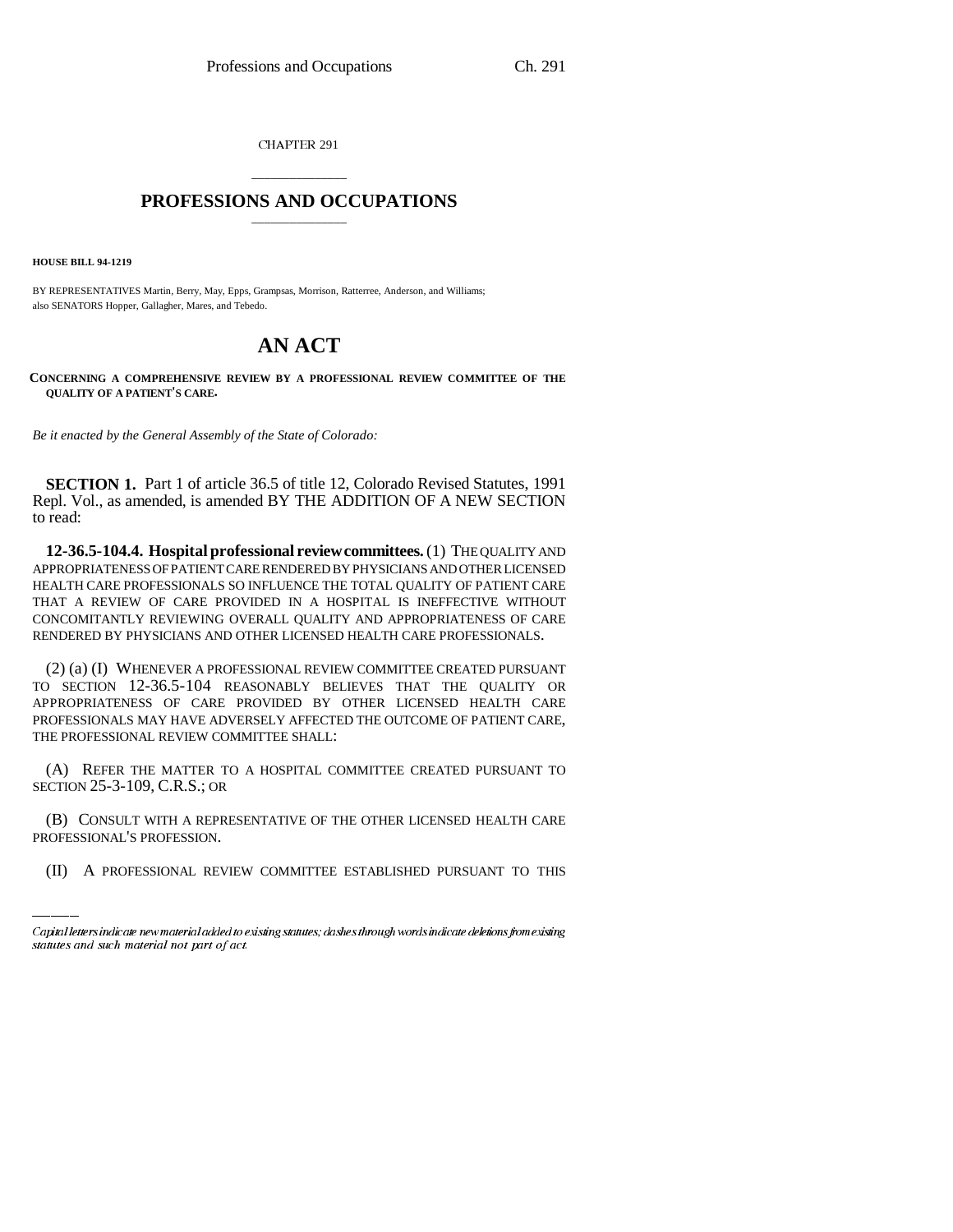CHAPTER 291

# PROFESSIONS AND OCCUPATIONS

**HOUSE BILL 94-1219**

BY REPRESENTATIVES Martin, Berry, May, Epps, Grampsas, Morrison, Ratterree, Anderson, and Williams; also SENATORS Hopper, Gallagher, Mares, and Tebedo.

# AN ACT

**CONCERNING A COMPREHENSIVE REVIEW BY A PROFESSIONAL REVIEW COMMITTEE OF THE QUALITY OF A PATIENT'S CARE.**

*Be it enacted by the General Assembly of the State of Colorado:*

**SECTION 1.** Part 1 of article 36.5 of title 12, Colorado Revised Statutes, 1991 Repl. Vol., as amended, is amended BY THE ADDITION OF A NEW SECTION to read:

**12-36.5-104.4. Hospital professional review committees.** (1) THE QUALITY AND APPROPRIATENESS OF PATIENT CARE RENDERED BY PHYSICIANS AND OTHER LICENSED HEALTH CARE PROFESSIONALS SO INFLUENCE THE TOTAL QUALITY OF PATIENT CARE THAT A REVIEW OF CARE PROVIDED IN A HOSPITAL IS INEFFECTIVE WITHOUT CONCOMITANTLY REVIEWING OVERALL QUALITY AND APPROPRIATENESS OF CARE RENDERED BY PHYSICIANS AND OTHER LICENSED HEALTH CARE PROFESSIONALS.

(2) (a) (I) WHENEVER A PROFESSIONAL REVIEW COMMITTEE CREATED PURSUANT TO SECTION 12-36.5-104 REASONABLY BELIEVES THAT THE QUALITY OR APPROPRIATENESS OF CARE PROVIDED BY OTHER LICENSED HEALTH CARE PROFESSIONALS MAY HAVE ADVERSELY AFFECTED THE OUTCOME OF PATIENT CARE, THE PROFESSIONAL REVIEW COMMITTEE SHALL:

(A) REFER THE MATTER TO A HOSPITAL COMMITTEE CREATED PURSUANT TO SECTION 25-3-109, C.R.S.; OR

(B) CONSULT WITH A REPRESENTATIVE OF THE OTHER LICENSED HEALTH CARE PROFESSIONAL'S PROFESSION.

(II) A PROFESSIONAL REVIEW COMMITTEE ESTABLISHED PURSUANT TO THIS

*Capital letters indicate new material added to existing statutes; dashes through words indicate deletions from existing statutes and such material not part of act.*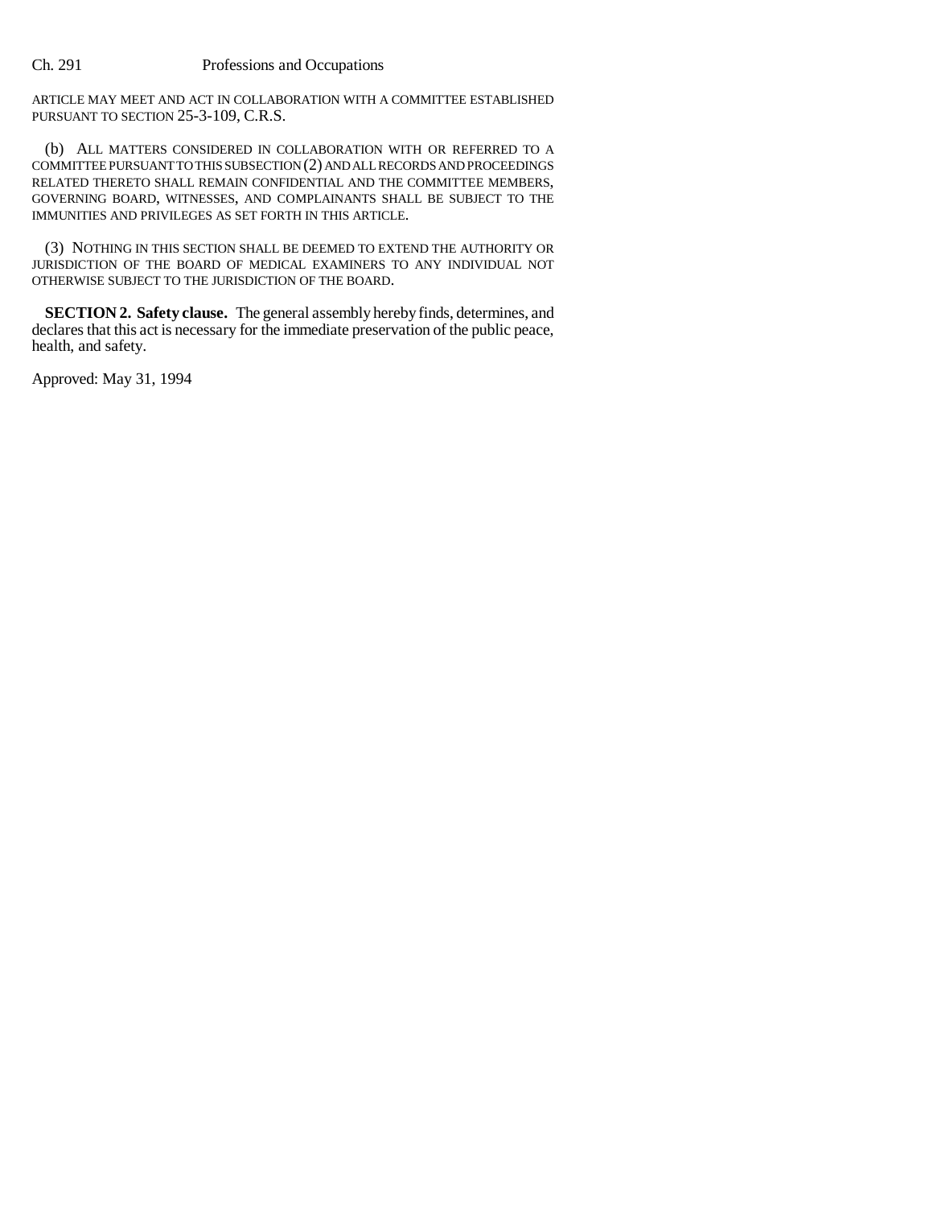ARTICLE MAY MEET AND ACT IN COLLABORATION WITH A COMMITTEE ESTABLISHED PURSUANT TO SECTION 25-3-109, C.R.S.

(b) ALL MATTERS CONSIDERED IN COLLABORATION WITH OR REFERRED TO A COMMITTEE PURSUANT TO THIS SUBSECTION (2) AND ALL RECORDS AND PROCEEDINGS RELATED THERETO SHALL REMAIN CONFIDENTIAL AND THE COMMITTEE MEMBERS, GOVERNING BOARD, WITNESSES, AND COMPLAINANTS SHALL BE SUBJECT TO THE IMMUNITIES AND PRIVILEGES AS SET FORTH IN THIS ARTICLE.

(3) NOTHING IN THIS SECTION SHALL BE DEEMED TO EXTEND THE AUTHORITY OR JURISDICTION OF THE BOARD OF MEDICAL EXAMINERS TO ANY INDIVIDUAL NOT OTHERWISE SUBJECT TO THE JURISDICTION OF THE BOARD.

**SECTION 2. Safety clause.** The general assembly hereby finds, determines, and declares that this act is necessary for the immediate preservation of the public peace, health, and safety.

Approved: May 31, 1994